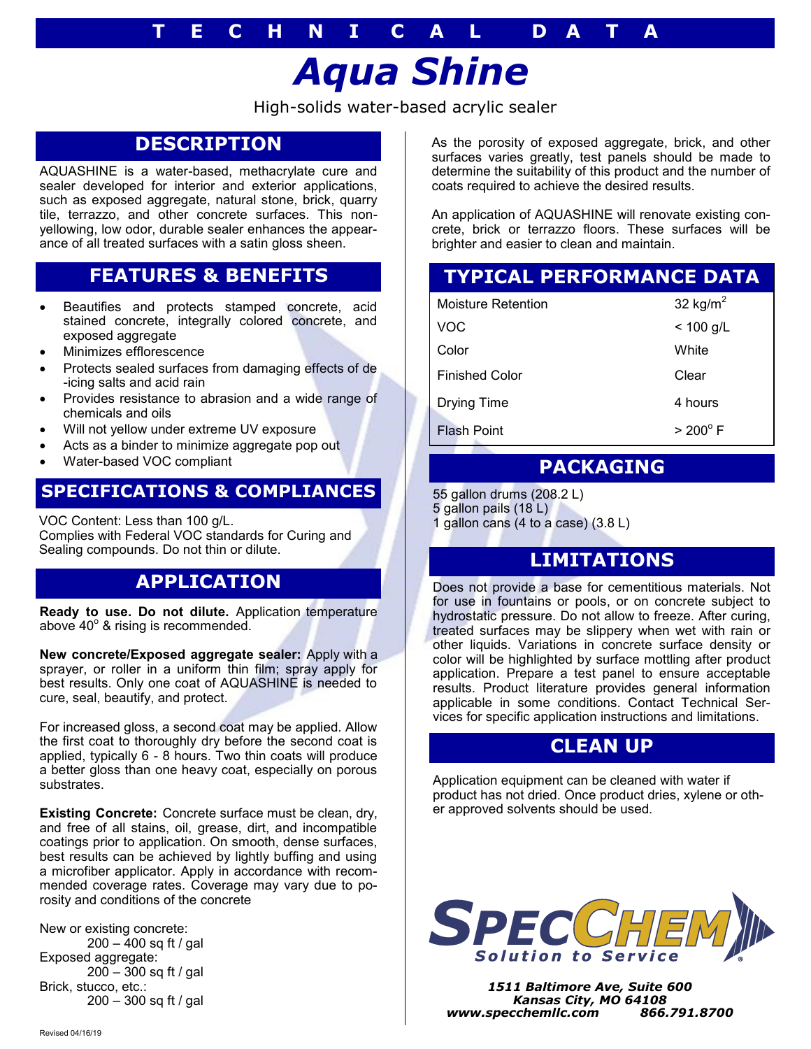# TECHNICAL DATA

# Aqua Shine

High-solids water-based acrylic sealer

## DESCRIPTION

AQUASHINE is a water-based, methacrylate cure and sealer developed for interior and exterior applications, such as exposed aggregate, natural stone, brick, quarry tile, terrazzo, and other concrete surfaces. This non-yellowing, low odor, durable sealer enhances the appearance of all treated surfaces with a satin gloss sheen.

## FEATURES & BENEFITS

- Beautifies and protects stamped concrete, acid stained concrete, integrally colored concrete, and exposed aggregate
- Minimizes efflorescence
- Protects sealed surfaces from damaging effects of de-icing salts and acid rain
- Provides resistance to abrasion and a wide range of chemicals and oils
- Will not yellow under extreme UV exposure
- Acts as a binder to minimize aggregate pop out
- Water-based VOC compliant

## SPECIFICATIONS & COMPLIANCES

VOC Content: Less than 100 g/L.
Complies with Federal VOC standards for Curing and Sealing compounds. Do not thin or dilute.

## APPLICATION

**Ready to use. Do not dilute.** Application temperature above 40° & rising is recommended.

**New concrete/Exposed aggregate sealer:** Apply with a sprayer, or roller in a uniform thin film; spray apply for best results. Only one coat of AQUASHINE is needed to cure, seal, beautify, and protect.

For increased gloss, a second coat may be applied. Allow the first coat to thoroughly dry before the second coat is applied, typically 6 - 8 hours. Two thin coats will produce a better gloss than one heavy coat, especially on porous substrates.

**Existing Concrete:** Concrete surface must be clean, dry, and free of all stains, oil, grease, dirt, and incompatible coatings prior to application. On smooth, dense surfaces, best results can be achieved by lightly buffing and using a microfiber applicator. Apply in accordance with recommended coverage rates. Coverage may vary due to porosity and conditions of the concrete

New or existing concrete:
200 – 400 sq ft / gal
Exposed aggregate:
200 – 300 sq ft / gal
Brick, stucco, etc.:
200 – 300 sq ft / gal

As the porosity of exposed aggregate, brick, and other surfaces varies greatly, test panels should be made to determine the suitability of this product and the number of coats required to achieve the desired results.

An application of AQUASHINE will renovate existing concrete, brick or terrazzo floors. These surfaces will be brighter and easier to clean and maintain.

## TYPICAL PERFORMANCE DATA

| Property | Value |
|---|---|
| Moisture Retention | 32 $kg/m^2$ |
| VOC | < 100 g/L |
| Color | White |
| Finished Color | Clear |
| Drying Time | 4 hours |
| Flash Point | > 200° F |

## PACKAGING

55 gallon drums (208.2 L)
5 gallon pails (18 L)
1 gallon cans (4 to a case) (3.8 L)

## LIMITATIONS

Does not provide a base for cementitious materials. Not for use in fountains or pools, or on concrete subject to hydrostatic pressure. Do not allow to freeze. After curing, treated surfaces may be slippery when wet with rain or other liquids. Variations in concrete surface density or color will be highlighted by surface mottling after product application. Prepare a test panel to ensure acceptable results. Product literature provides general information applicable in some conditions. Contact Technical Services for specific application instructions and limitations.

## CLEAN UP

Application equipment can be cleaned with water if product has not dried. Once product dries, xylene or other approved solvents should be used.

**SPECCHEM**
*Solution to Service*

***1511 Baltimore Ave, Suite 600***
***Kansas City, MO 64108***
***www.specchemllc.com 866.791.8700***

Revised 04/16/19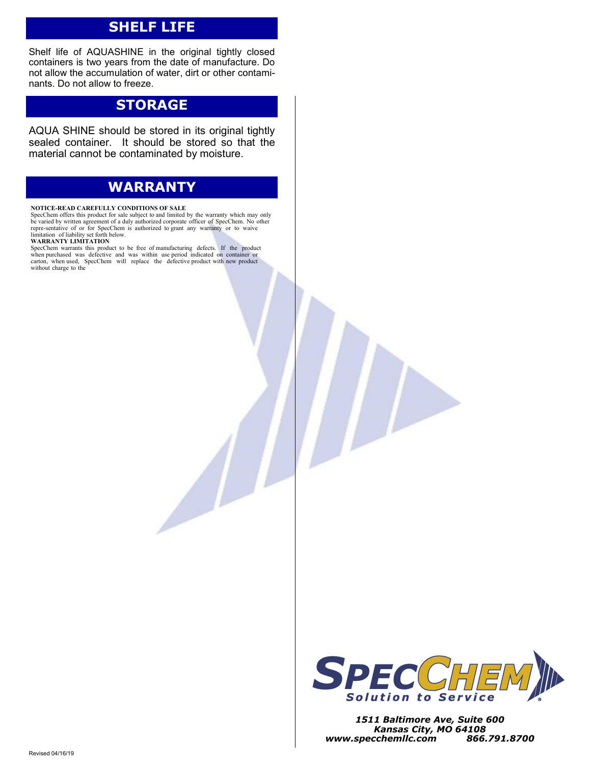## SHELF LIFE

Shelf life of AQUASHINE in the original tightly closed containers is two years from the date of manufacture. Do not allow the accumulation of water, dirt or other contaminants. Do not allow to freeze.

## STORAGE

AQUA SHINE should be stored in its original tightly sealed container. It should be stored so that the material cannot be contaminated by moisture.

## WARRANTY

**NOTICE-READ CAREFULLY CONDITIONS OF SALE**

SpecChem offers this product for sale subject to and limited by the warranty which may only be varied by written agreement of a duly authorized corporate officer of SpecChem. No other repre-sentative of or for SpecChem is authorized to grant any warranty or to waive limitation of liability set forth below.

**WARRANTY LIMITATION**

SpecChem warrants this product to be free of manufacturing defects. If the product when purchased was defective and was within use period indicated on container or carton, when used, SpecChem will replace the defective product with new product without charge to the

SPECCHEM
*Solution to Service*

***1511 Baltimore Ave, Suite 600***
***Kansas City, MO 64108***
***www.specchemllc.com 866.791.8700***

Revised 04/16/19